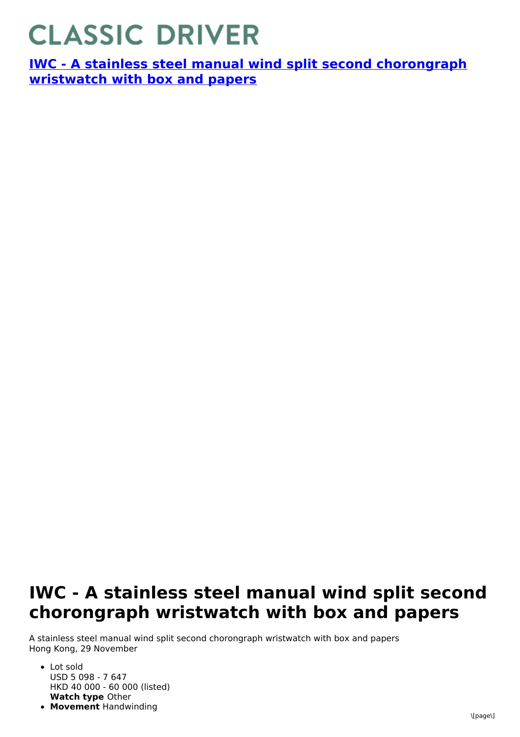# CLASSIC DRIVER

**[IWC - A stainless steel manual wind split second chorongraph wristwatch with box and papers]()**

## IWC - A stainless steel manual wind split second chorongraph wristwatch with box and papers

A stainless steel manual wind split second chorongraph wristwatch with box and papers
Hong Kong, 29 November

- Lot sold
  USD 5 098 - 7 647
  HKD 40 000 - 60 000 (listed)
  **Watch type** Other
- **Movement** Handwinding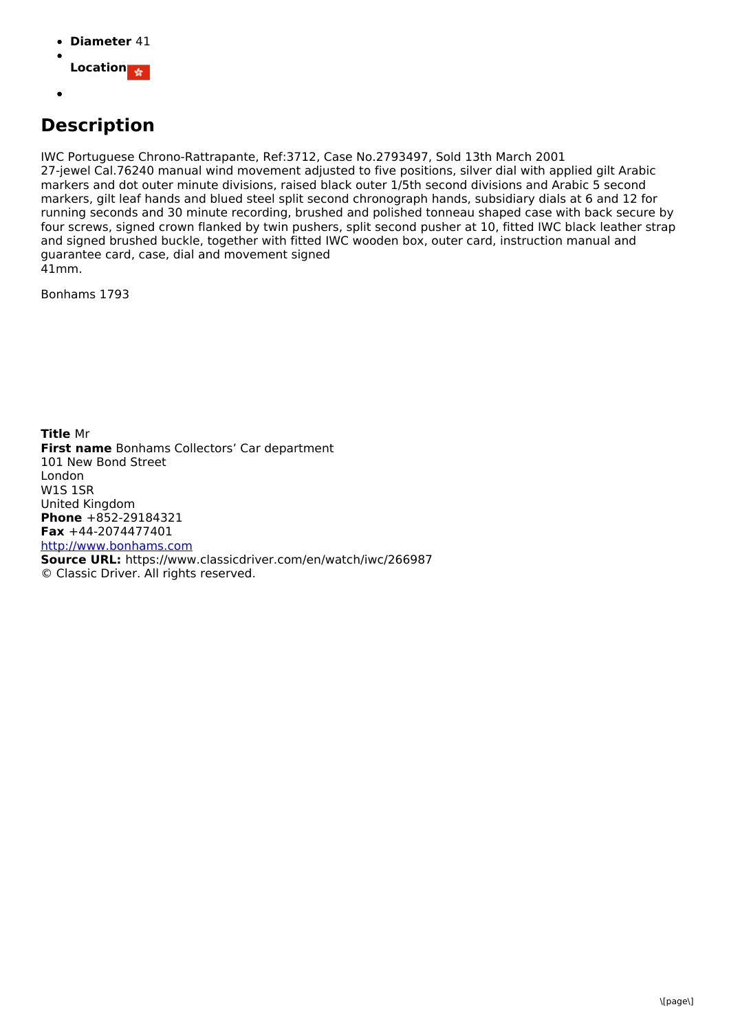- **Diameter** 41
- **Location**
- 

## Description

IWC Portuguese Chrono-Rattrapante, Ref:3712, Case No.2793497, Sold 13th March 2001
27-jewel Cal.76240 manual wind movement adjusted to five positions, silver dial with applied gilt Arabic markers and dot outer minute divisions, raised black outer 1/5th second divisions and Arabic 5 second markers, gilt leaf hands and blued steel split second chronograph hands, subsidiary dials at 6 and 12 for running seconds and 30 minute recording, brushed and polished tonneau shaped case with back secure by four screws, signed crown flanked by twin pushers, split second pusher at 10, fitted IWC black leather strap and signed brushed buckle, together with fitted IWC wooden box, outer card, instruction manual and guarantee card, case, dial and movement signed
41mm.

Bonhams 1793

**Title** Mr
**First name** Bonhams Collectors' Car department
101 New Bond Street
London
W1S 1SR
United Kingdom
**Phone** +852-29184321
**Fax** +44-2074477401
http://www.bonhams.com
**Source URL:** https://www.classicdriver.com/en/watch/iwc/266987
© Classic Driver. All rights reserved.